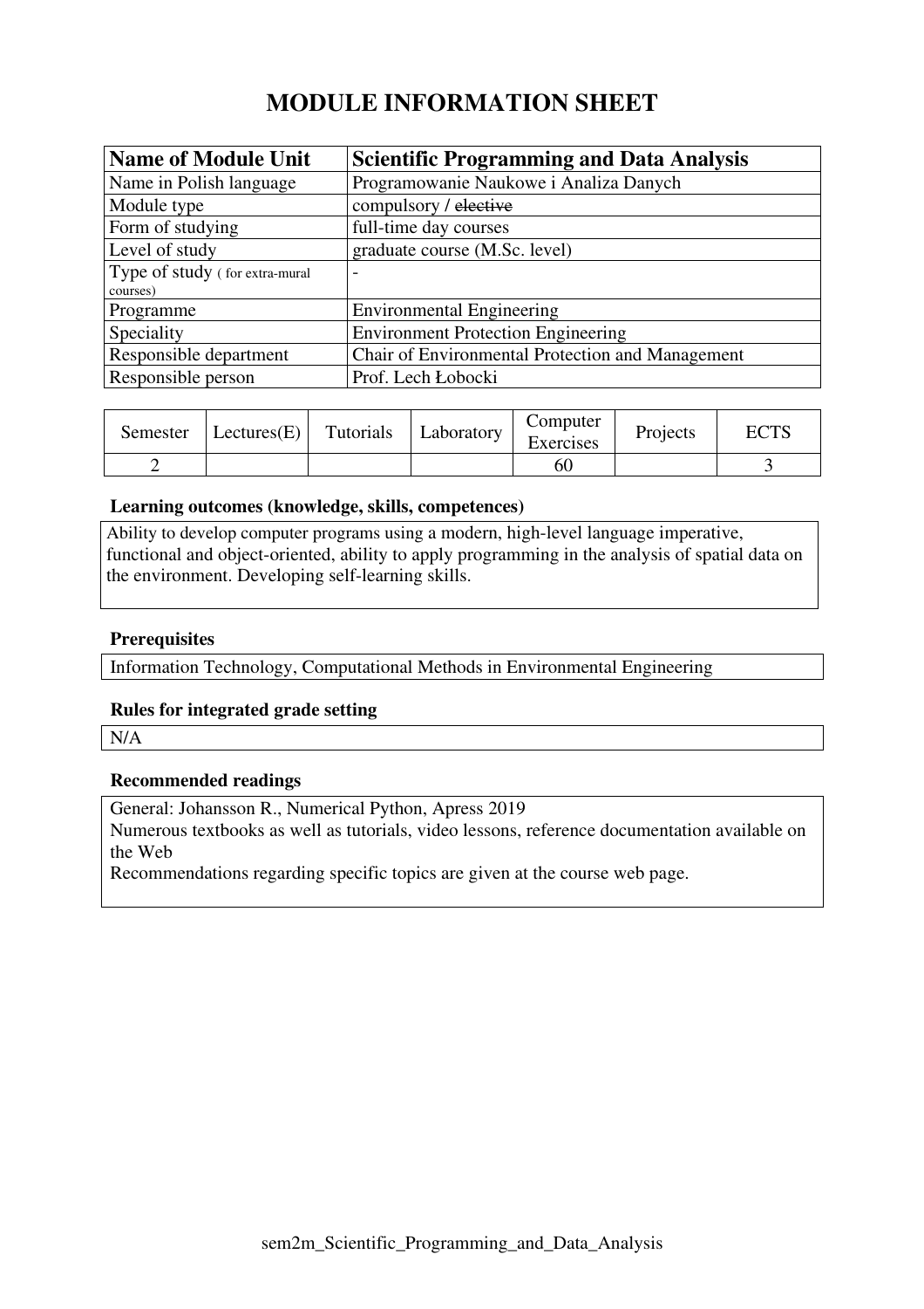# MODULE INFORMATION SHEET

| **Name of Module Unit** | **Scientific Programming and Data Analysis** |
|---|---|
| Name in Polish language | Programowanie Naukowe i Analiza Danych |
| Module type | compulsory / ~~elective~~ |
| Form of studying | full-time day courses |
| Level of study | graduate course (M.Sc. level) |
| Type of study ( for extra-mural courses) | - |
| Programme | Environmental Engineering |
| Speciality | Environment Protection Engineering |
| Responsible department | Chair of Environmental Protection and Management |
| Responsible person | Prof. Lech Łobocki |

| Semester | Lectures(E) | Tutorials | Laboratory | Computer Exercises | Projects | ECTS |
|---|---|---|---|---|---|---|
| 2 | | | | 60 | | 3 |

### Learning outcomes (knowledge, skills, competences)

Ability to develop computer programs using a modern, high-level language imperative, functional and object-oriented, ability to apply programming in the analysis of spatial data on the environment. Developing self-learning skills.

### Prerequisites

Information Technology, Computational Methods in Environmental Engineering

### Rules for integrated grade setting

N/A

### Recommended readings

General: Johansson R., Numerical Python, Apress 2019
Numerous textbooks as well as tutorials, video lessons, reference documentation available on the Web
Recommendations regarding specific topics are given at the course web page.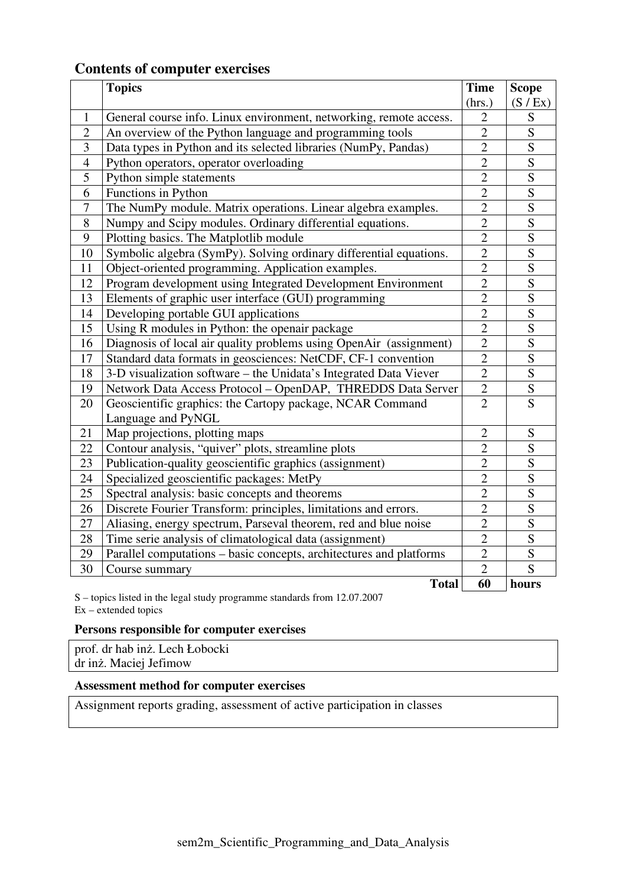## Contents of computer exercises

| | Topics | Time (hrs.) | Scope (S / Ex) |
|---|---|---|---|
| 1 | General course info. Linux environment, networking, remote access. | 2 | S |
| 2 | An overview of the Python language and programming tools | 2 | S |
| 3 | Data types in Python and its selected libraries (NumPy, Pandas) | 2 | S |
| 4 | Python operators, operator overloading | 2 | S |
| 5 | Python simple statements | 2 | S |
| 6 | Functions in Python | 2 | S |
| 7 | The NumPy module. Matrix operations. Linear algebra examples. | 2 | S |
| 8 | Numpy and Scipy modules. Ordinary differential equations. | 2 | S |
| 9 | Plotting basics. The Matplotlib module | 2 | S |
| 10 | Symbolic algebra (SymPy). Solving ordinary differential equations. | 2 | S |
| 11 | Object-oriented programming. Application examples. | 2 | S |
| 12 | Program development using Integrated Development Environment | 2 | S |
| 13 | Elements of graphic user interface (GUI) programming | 2 | S |
| 14 | Developing portable GUI applications | 2 | S |
| 15 | Using R modules in Python: the openair package | 2 | S |
| 16 | Diagnosis of local air quality problems using OpenAir (assignment) | 2 | S |
| 17 | Standard data formats in geosciences: NetCDF, CF-1 convention | 2 | S |
| 18 | 3-D visualization software – the Unidata's Integrated Data Viever | 2 | S |
| 19 | Network Data Access Protocol – OpenDAP, THREDDS Data Server | 2 | S |
| 20 | Geoscientific graphics: the Cartopy package, NCAR Command Language and PyNGL | 2 | S |
| 21 | Map projections, plotting maps | 2 | S |
| 22 | Contour analysis, "quiver" plots, streamline plots | 2 | S |
| 23 | Publication-quality geoscientific graphics (assignment) | 2 | S |
| 24 | Specialized geoscientific packages: MetPy | 2 | S |
| 25 | Spectral analysis: basic concepts and theorems | 2 | S |
| 26 | Discrete Fourier Transform: principles, limitations and errors. | 2 | S |
| 27 | Aliasing, energy spectrum, Parseval theorem, red and blue noise | 2 | S |
| 28 | Time serie analysis of climatological data (assignment) | 2 | S |
| 29 | Parallel computations – basic concepts, architectures and platforms | 2 | S |
| 30 | Course summary | 2 | S |
| | **Total** | **60** | **hours** |

S – topics listed in the legal study programme standards from 12.07.2007
Ex – extended topics

### Persons responsible for computer exercises

prof. dr hab inż. Lech Łobocki
dr inż. Maciej Jefimow

### Assessment method for computer exercises

Assignment reports grading, assessment of active participation in classes